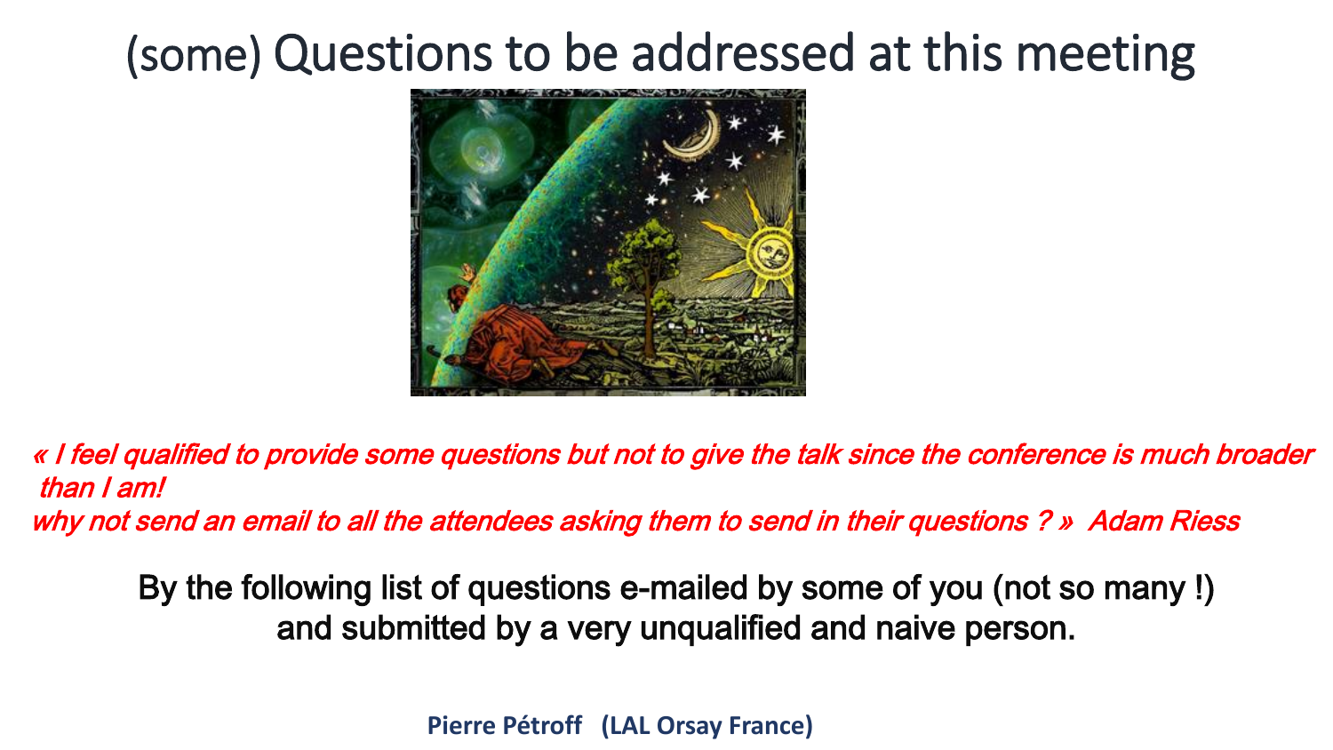# (some) Questions to be addressed at this meeting

*« I feel qualified to provide some questions but not to give the talk since the conference is much broader than I am!*
*why not send an email to all the attendees asking them to send in their questions ? » Adam Riess*

By the following list of questions e-mailed by some of you (not so many !) and submitted by a very unqualified and naive person.

**Pierre Pétroff (LAL Orsay France)**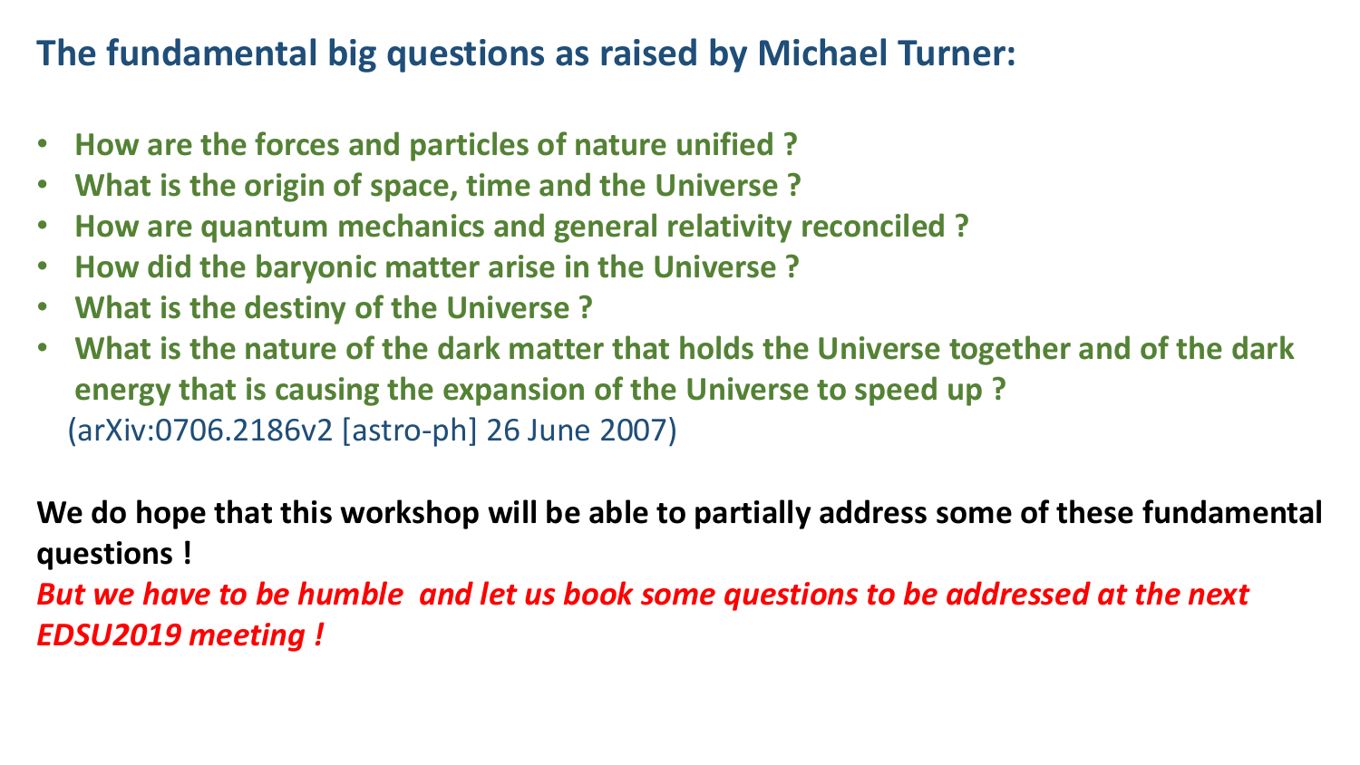## The fundamental big questions as raised by Michael Turner:

- **How are the forces and particles of nature unified ?**
- **What is the origin of space, time and the Universe ?**
- **How are quantum mechanics and general relativity reconciled ?**
- **How did the baryonic matter arise in the Universe ?**
- **What is the destiny of the Universe ?**
- **What is the nature of the dark matter that holds the Universe together and of the dark energy that is causing the expansion of the Universe to speed up ?**

  (arXiv:0706.2186v2 [astro-ph] 26 June 2007)

**We do hope that this workshop will be able to partially address some of these fundamental questions !**

***But we have to be humble and let us book some questions to be addressed at the next EDSU2019 meeting !***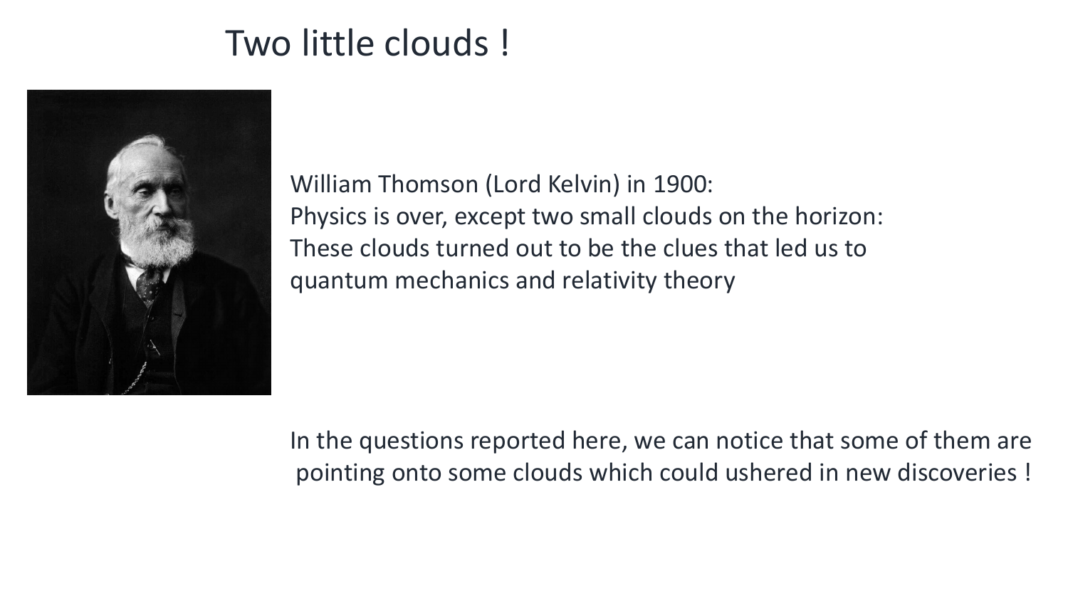# Two little clouds !

William Thomson (Lord Kelvin) in 1900:
Physics is over, except two small clouds on the horizon:
These clouds turned out to be the clues that led us to quantum mechanics and relativity theory

In the questions reported here, we can notice that some of them are pointing onto some clouds which could ushered in new discoveries !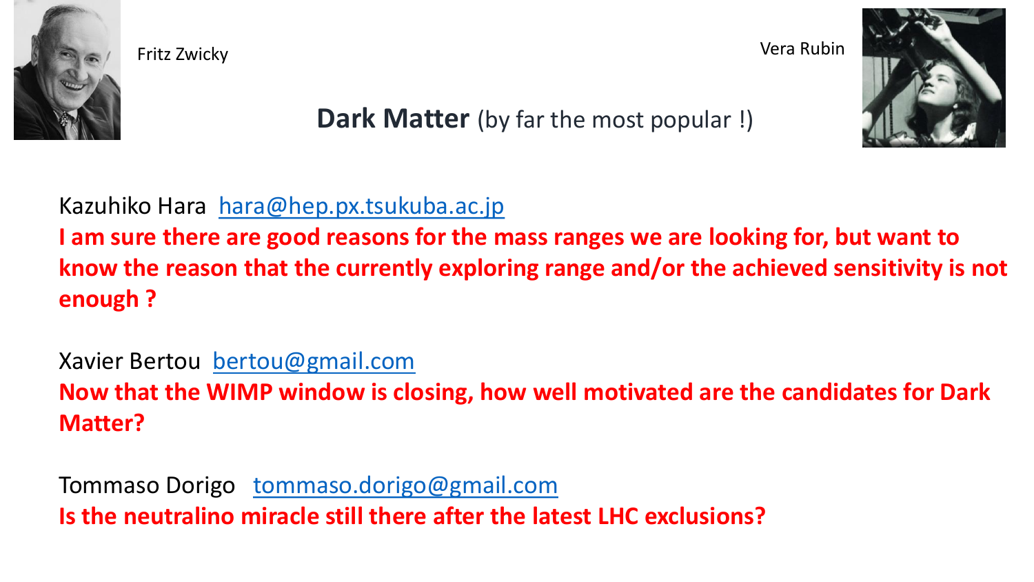Fritz Zwicky

Vera Rubin

## **Dark Matter** (by far the most popular !)

Kazuhiko Hara hara@hep.px.tsukuba.ac.jp

**I am sure there are good reasons for the mass ranges we are looking for, but want to know the reason that the currently exploring range and/or the achieved sensitivity is not enough ?**

Xavier Bertou bertou@gmail.com

**Now that the WIMP window is closing, how well motivated are the candidates for Dark Matter?**

Tommaso Dorigo tommaso.dorigo@gmail.com

**Is the neutralino miracle still there after the latest LHC exclusions?**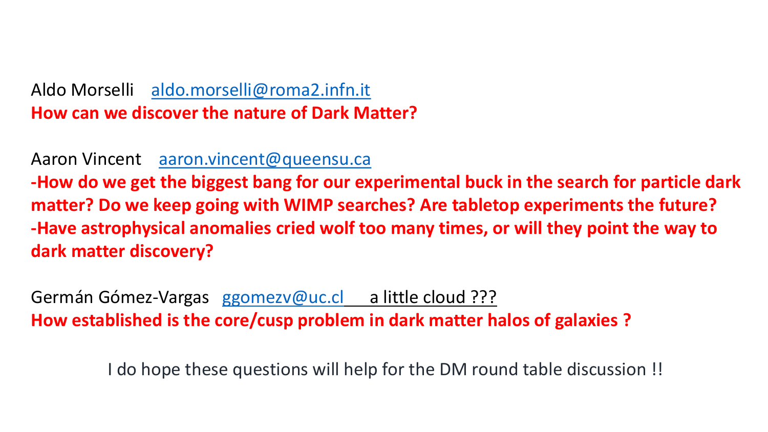Aldo Morselli aldo.morselli@roma2.infn.it

**How can we discover the nature of Dark Matter?**

Aaron Vincent aaron.vincent@queensu.ca

**-How do we get the biggest bang for our experimental buck in the search for particle dark matter? Do we keep going with WIMP searches? Are tabletop experiments the future?**

**-Have astrophysical anomalies cried wolf too many times, or will they point the way to dark matter discovery?**

Germán Gómez-Vargas ggomezv@uc.cl a little cloud ???

**How established is the core/cusp problem in dark matter halos of galaxies ?**

I do hope these questions will help for the DM round table discussion !!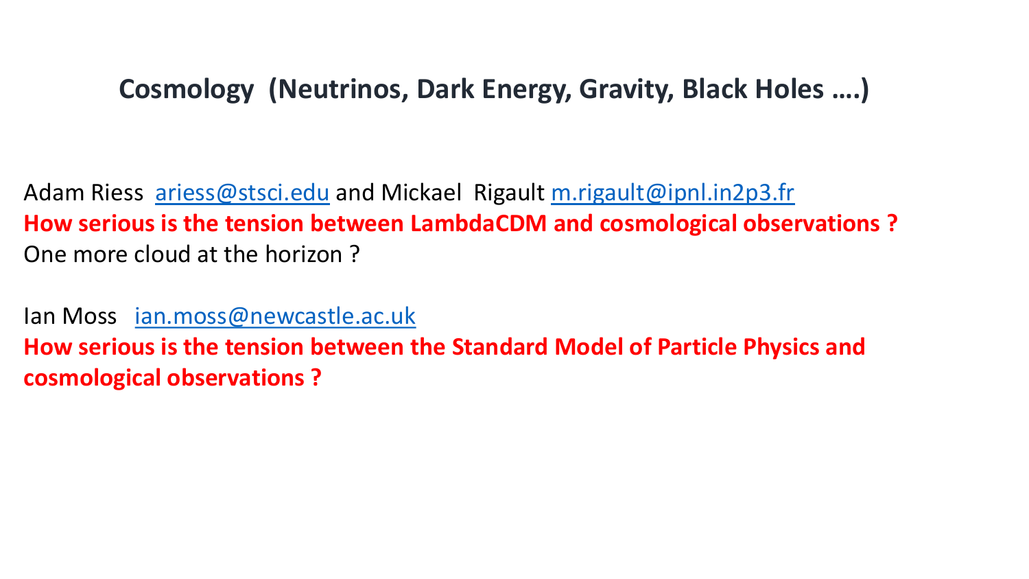## Cosmology (Neutrinos, Dark Energy, Gravity, Black Holes ….)

Adam Riess ariess@stsci.edu and Mickael Rigault m.rigault@ipnl.in2p3.fr

**How serious is the tension between LambdaCDM and cosmological observations ?**

One more cloud at the horizon ?

Ian Moss ian.moss@newcastle.ac.uk

**How serious is the tension between the Standard Model of Particle Physics and cosmological observations ?**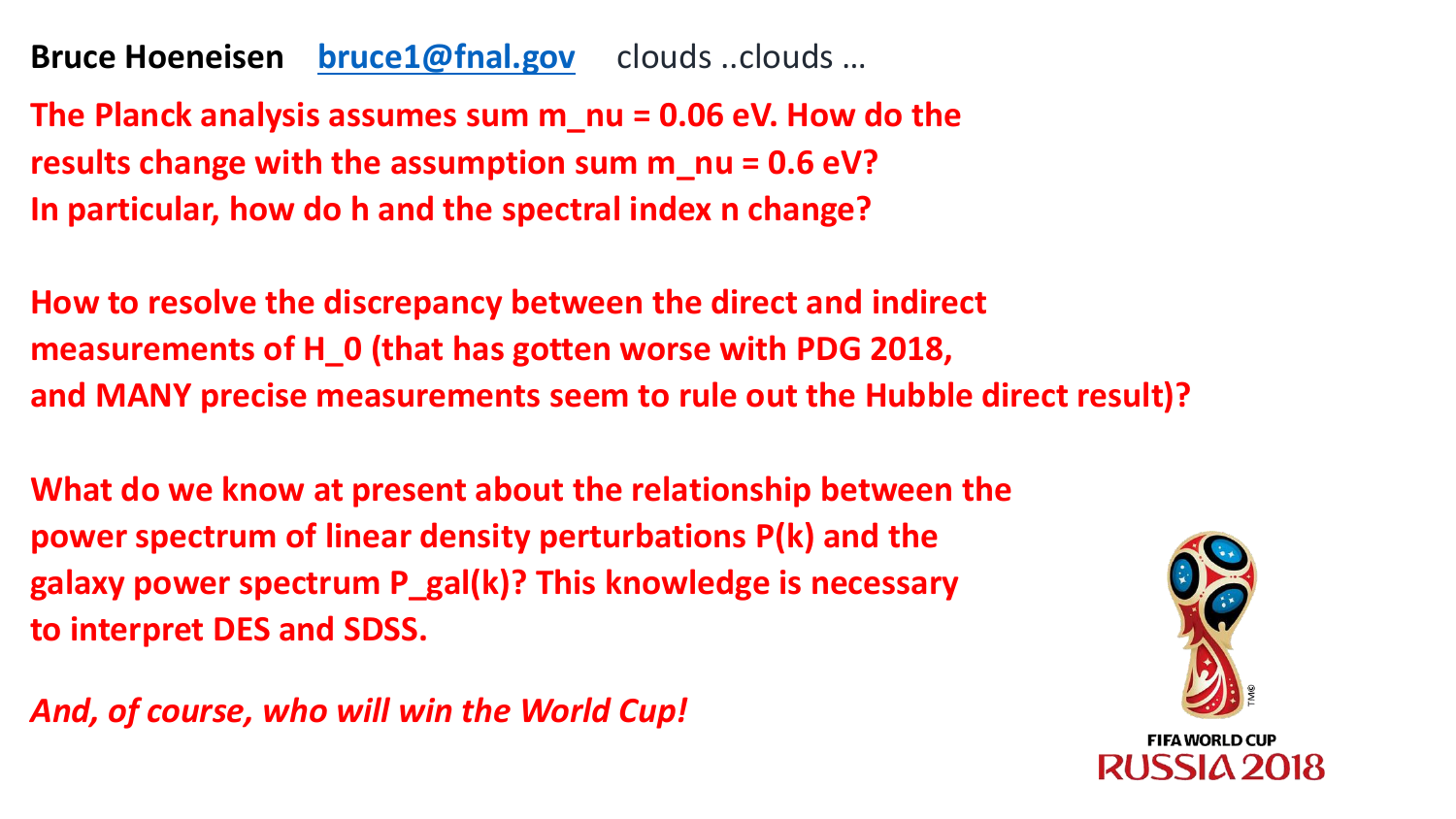**Bruce Hoeneisen** [bruce1@fnal.gov](mailto:bruce1@fnal.gov) clouds ..clouds …

**The Planck analysis assumes sum m_nu = 0.06 eV. How do the results change with the assumption sum m_nu = 0.6 eV? In particular, how do h and the spectral index n change?**

**How to resolve the discrepancy between the direct and indirect measurements of H_0 (that has gotten worse with PDG 2018, and MANY precise measurements seem to rule out the Hubble direct result)?**

**What do we know at present about the relationship between the power spectrum of linear density perturbations P(k) and the galaxy power spectrum P_gal(k)? This knowledge is necessary to interpret DES and SDSS.**

***And, of course, who will win the World Cup!***

FIFA WORLD CUP
RUSSIA 2018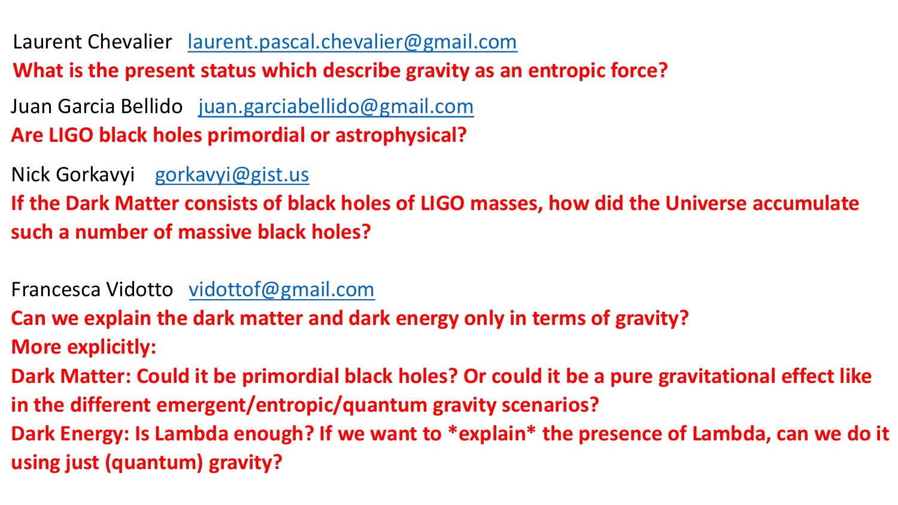Laurent Chevalier   laurent.pascal.chevalier@gmail.com

**What is the present status which describe gravity as an entropic force?**

Juan Garcia Bellido   juan.garciabellido@gmail.com

**Are LIGO black holes primordial or astrophysical?**

Nick Gorkavyi   gorkavyi@gist.us

**If the Dark Matter consists of black holes of LIGO masses, how did the Universe accumulate such a number of massive black holes?**

Francesca Vidotto   vidottof@gmail.com

**Can we explain the dark matter and dark energy only in terms of gravity?**
**More explicitly:**
**Dark Matter: Could it be primordial black holes? Or could it be a pure gravitational effect like in the different emergent/entropic/quantum gravity scenarios?**
**Dark Energy: Is Lambda enough? If we want to *explain* the presence of Lambda, can we do it using just (quantum) gravity?**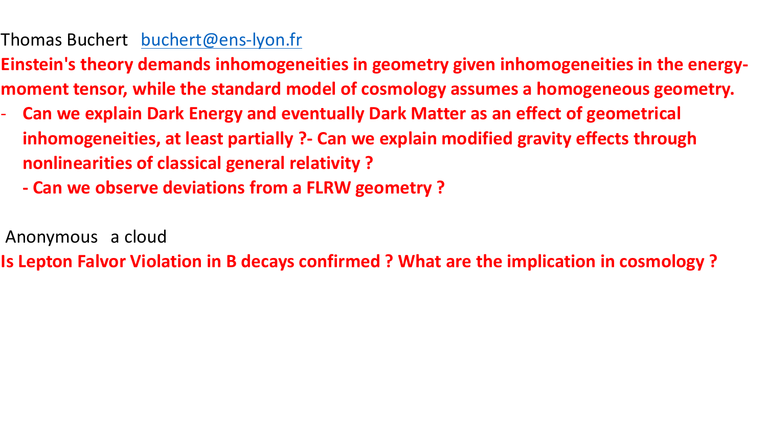Thomas Buchert   [buchert@ens-lyon.fr](mailto:buchert@ens-lyon.fr)

**Einstein's theory demands inhomogeneities in geometry given inhomogeneities in the energy-moment tensor, while the standard model of cosmology assumes a homogeneous geometry.**

- **Can we explain Dark Energy and eventually Dark Matter as an effect of geometrical inhomogeneities, at least partially ?- Can we explain modified gravity effects through nonlinearities of classical general relativity ?**

  **- Can we observe deviations from a FLRW geometry ?**

Anonymous   a cloud

**Is Lepton Falvor Violation in B decays confirmed ? What are the implication in cosmology ?**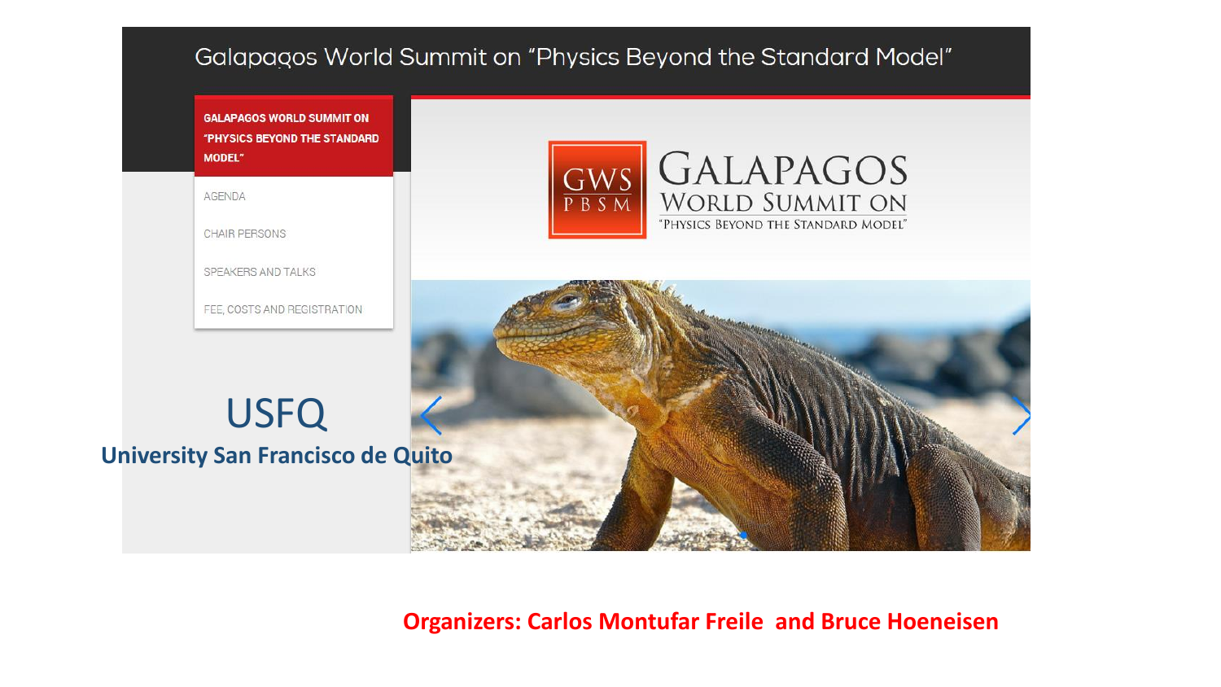# Galapagos World Summit on "Physics Beyond the Standard Model"

GALAPAGOS WORLD SUMMIT ON "PHYSICS BEYOND THE STANDARD MODEL"

- AGENDA
- CHAIR PERSONS
- SPEAKERS AND TALKS
- FEE, COSTS AND REGISTRATION

GWS PBSM

GALAPAGOS WORLD SUMMIT ON "PHYSICS BEYOND THE STANDARD MODEL"

USFQ
University San Francisco de Quito

**Organizers: Carlos Montufar Freile and Bruce Hoeneisen**